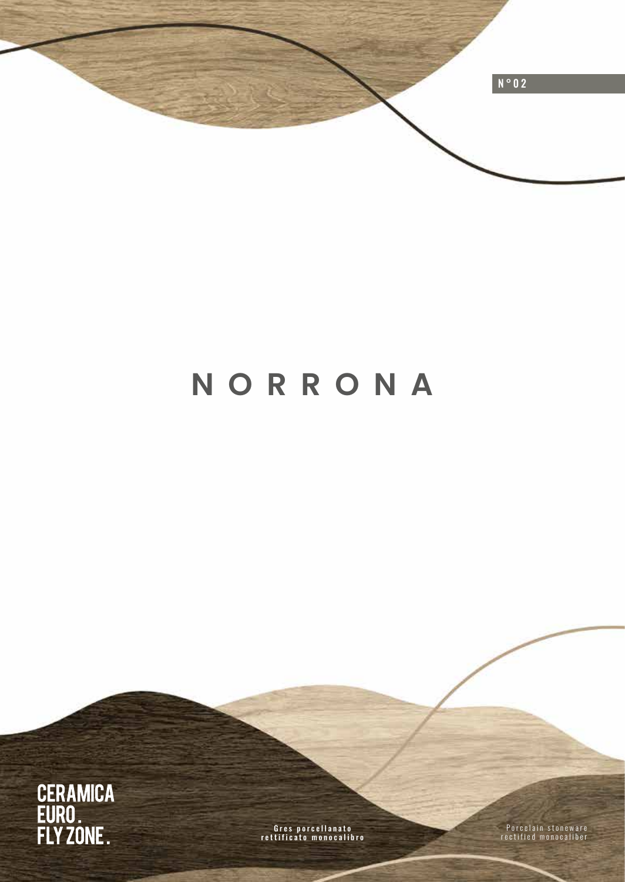N°02

# N O R R O N A

CERAMICA
EURO.
FLY ZONE.

**Gres porcellanato rettificato monocalibro**

Porcelain stoneware rectified monocaliber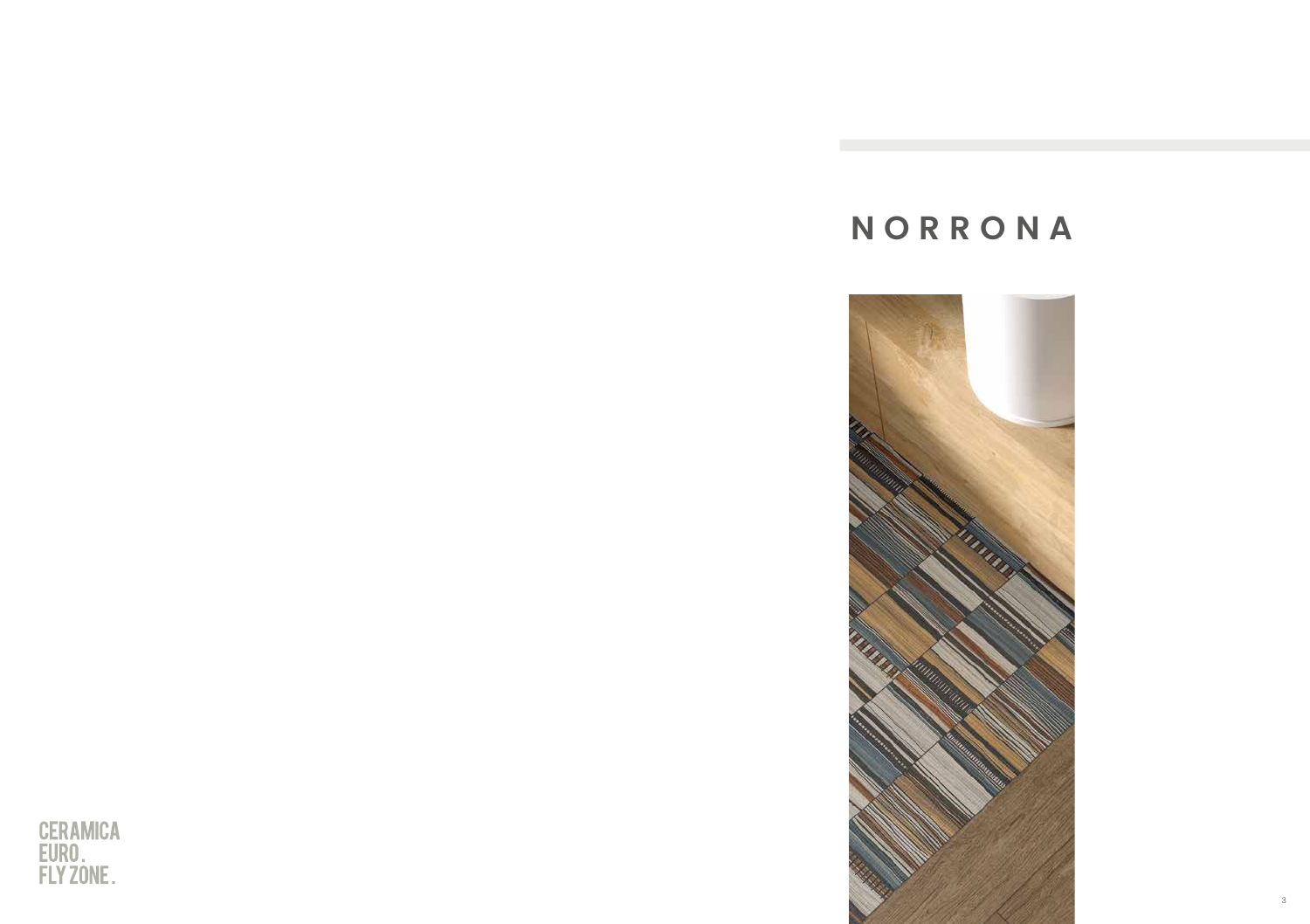# NORRONA

CERAMICA
EURO.
FLY ZONE.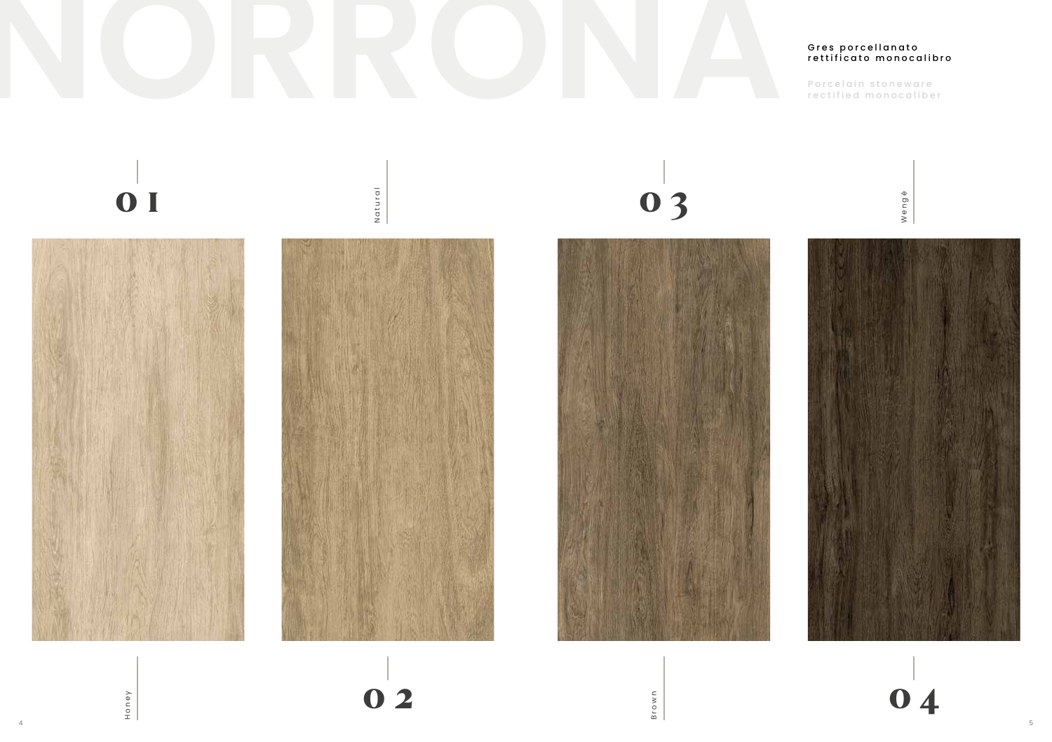# NORRONA

Gres porcellanato rettificato monocalibro

Porcelain stoneware rectified monocaliber

01 Honey

02 Natural

03 Brown

04 Wengé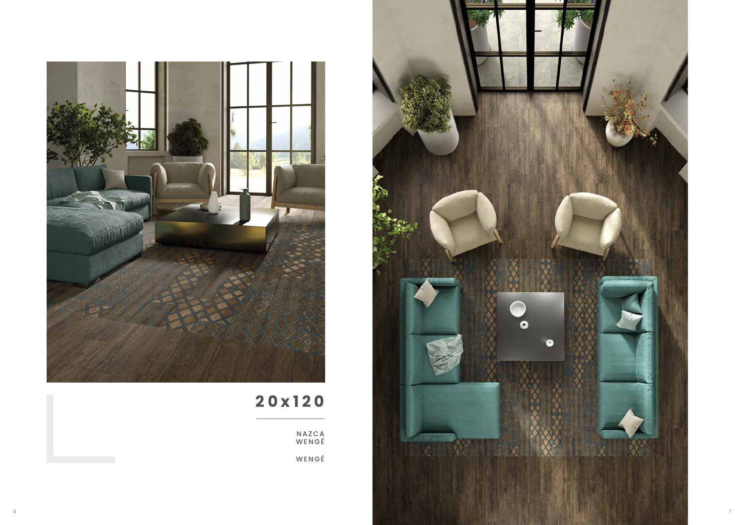# 20x120

NAZCA
WENGÉ

WENGÉ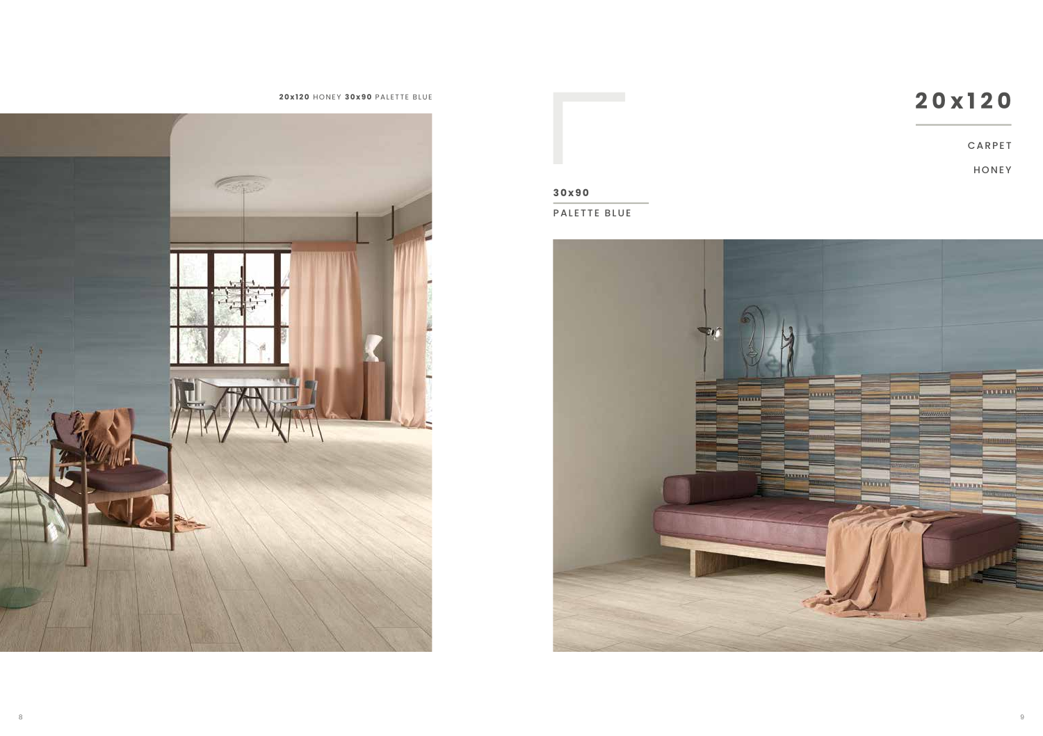**20x120** HONEY **30x90** PALETTE BLUE

# 20x120

CARPET

HONEY

**30x90**

PALETTE BLUE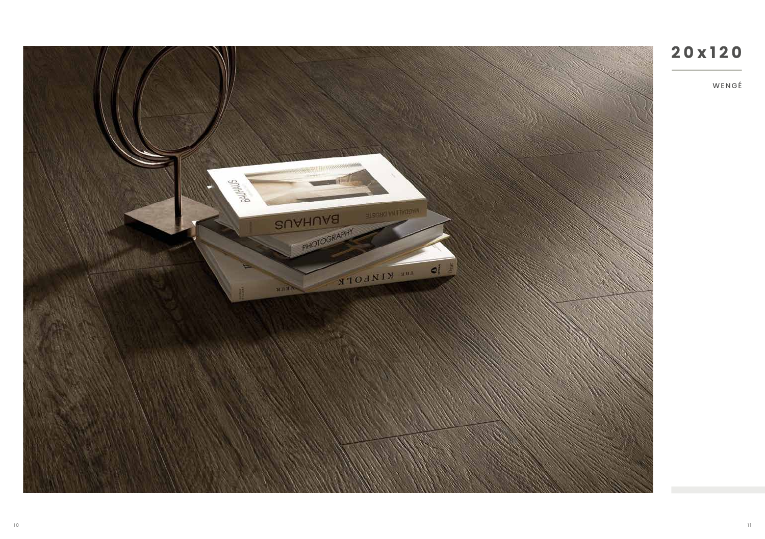# 20x120

WENGÉ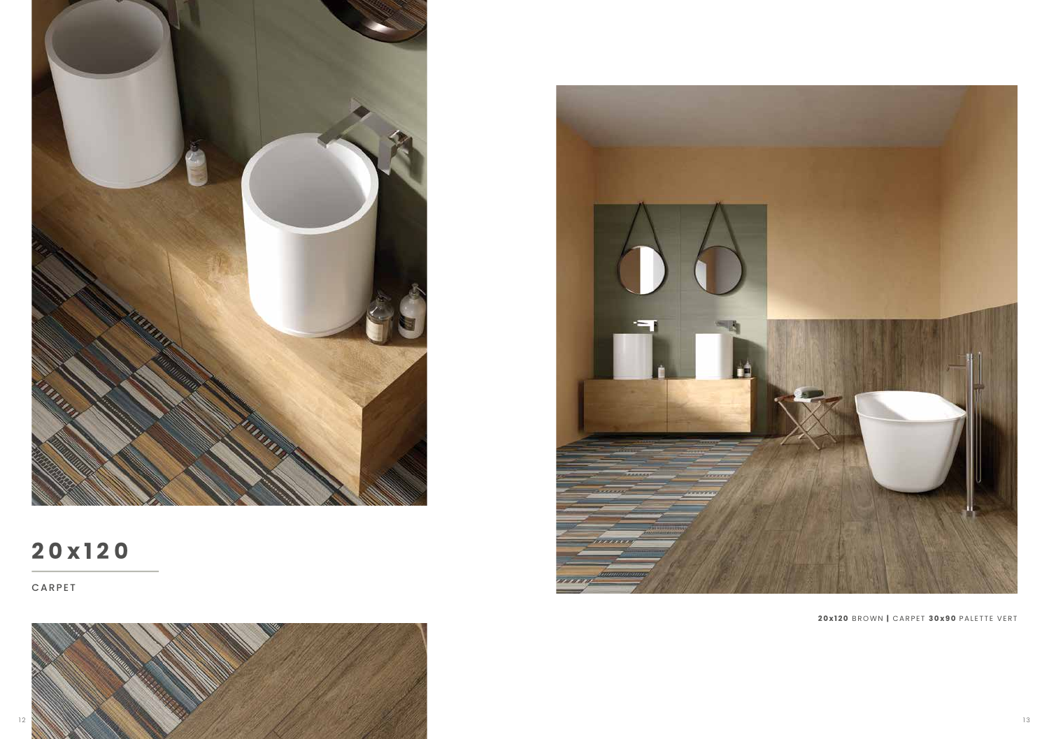# 20x120

CARPET

**20x120** BROWN **|** CARPET **30x90** PALETTE VERT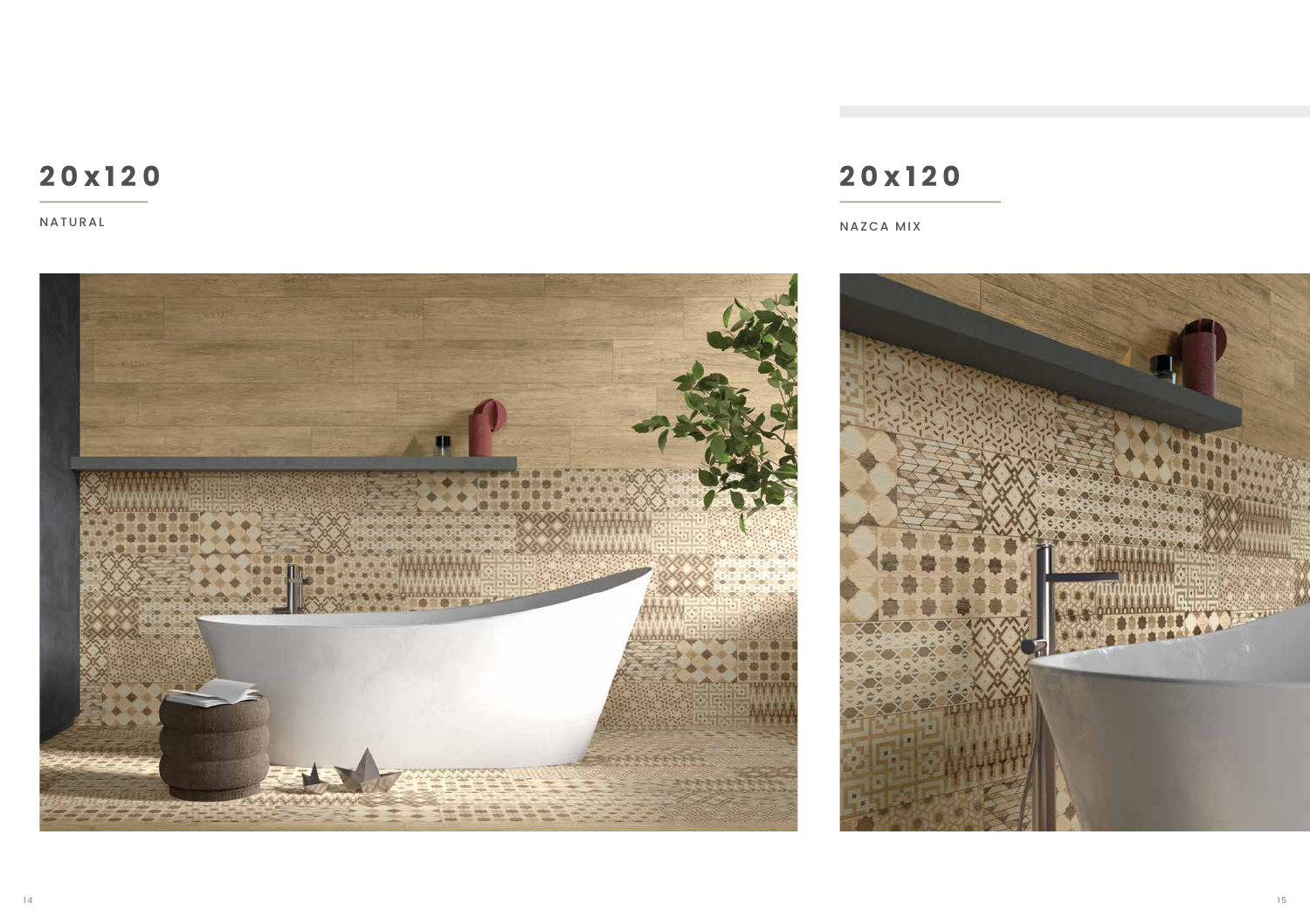## 20x120

NATURAL

## 20x120

NAZCA MIX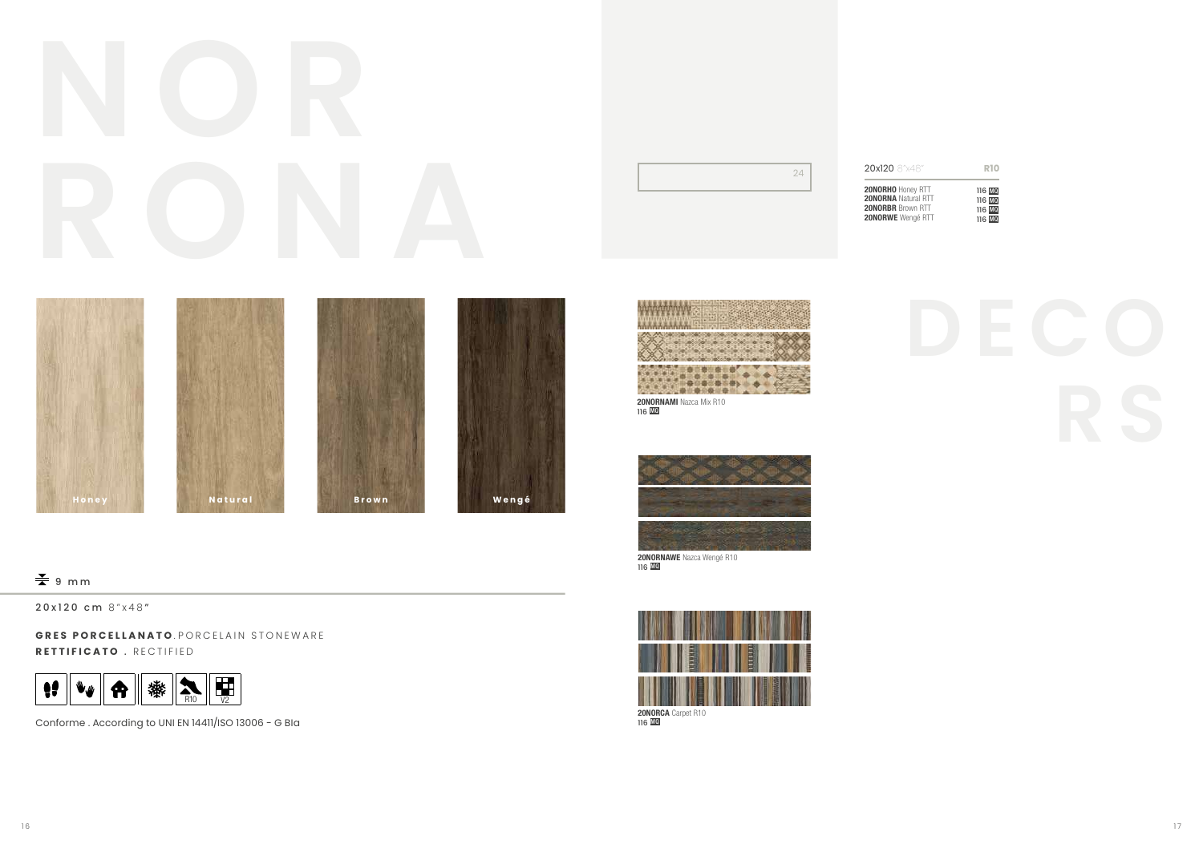# NORRONA

Honey

Natural

Brown

Wengé

9 mm

**20x120 cm** 8"x48"

**GRES PORCELLANATO**. PORCELAIN STONEWARE
**RETTIFICATO** . RECTIFIED

R10 V2

Conforme . According to UNI EN 14411/ISO 13006 - G BIa

24

| 20x120 8"x48" | R10 |
|---|---|
| **20NORHO** Honey RTT | 116 MQ |
| **20NORNA** Natural RTT | 116 MQ |
| **20NORBR** Brown RTT | 116 MQ |
| **20NORWE** Wengé RTT | 116 MQ |

# DECORS

**20NORNAMI** Nazca Mix R10
116 MQ

**20NORNAWE** Nazca Wengé R10
116 MQ

**20NORCA** Carpet R10
116 MQ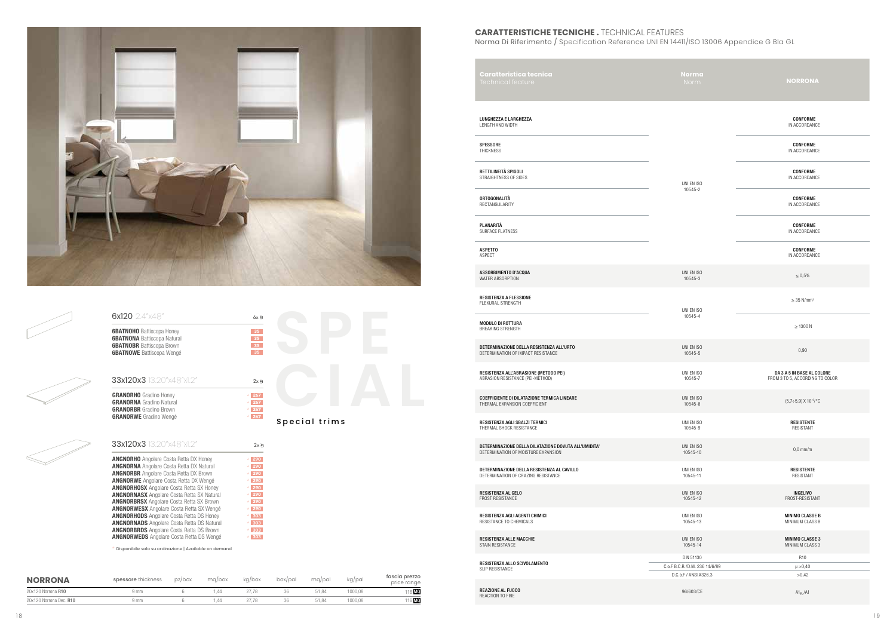## 6x120 2.4"x48"

6x ⊟

| | |
|---|---|
| **6BATNOHO** Battiscopa Honey | 35 |
| **6BATNONA** Battiscopa Natural | 35 |
| **6BATNOBR** Battiscopa Brown | 35 |
| **6BATNOWE** Battiscopa Wengé | 35 |

## 33x120x3 13.20"x48"x1.2"

2x ⊟

| | |
|---|---|
| **GRANORHO** Gradino Honey | * 267 |
| **GRANORNA** Gradino Natural | * 267 |
| **GRANORBR** Gradino Brown | * 267 |
| **GRANORWE** Gradino Wengé | * 267 |

## 33x120x3 13.20"x48"x1.2"

2x ⊟

| | |
|---|---|
| **ANGNORHO** Angolare Costa Retta DX Honey | * 290 |
| **ANGNORNA** Angolare Costa Retta DX Natural | * 290 |
| **ANGNORBR** Angolare Costa Retta DX Brown | * 290 |
| **ANGNORWE** Angolare Costa Retta DX Wengé | * 290 |
| **ANGNORHOSX** Angolare Costa Retta SX Honey | * 290 |
| **ANGNORNASX** Angolare Costa Retta SX Natural | * 290 |
| **ANGNORBRSX** Angolare Costa Retta SX Brown | * 290 |
| **ANGNORWESX** Angolare Costa Retta SX Wengé | * 290 |
| **ANGNORHODS** Angolare Costa Retta DS Honey | * 303 |
| **ANGNORNADS** Angolare Costa Retta DS Natural | * 303 |
| **ANGNORBRDS** Angolare Costa Retta DS Brown | * 303 |
| **ANGNORWEDS** Angolare Costa Retta DS Wengé | * 303 |

* Disponibile solo su ordinazione | Available on demand

SPECIAL

Special trims

| **NORRONA** | spessore thickness | pz/box | mq/box | kg/box | box/pal | mq/pal | kg/pal | fascia prezzo price range |
|---|---|---|---|---|---|---|---|---|
| 20x120 Norrona **R10** | 9 mm | 6 | 1,44 | 27,78 | 36 | 51,84 | 1000,08 | 116 MQ |
| 20x120 Norrona Dec. **R10** | 9 mm | 6 | 1,44 | 27,78 | 36 | 51,84 | 1000,08 | 116 MQ |

# CARATTERISTICHE TECNICHE . TECHNICAL FEATURES

Norma Di Riferimento / Specification Reference UNI EN 14411/ISO 13006 Appendice G Bla GL

| Caratteristica tecnica / Technical feature | Norma / Norm | NORRONA |
|---|---|---|
| **LUNGHEZZA E LARGHEZZA** LENGTH AND WIDTH | UNI EN ISO 10545-2 | **CONFORME** IN ACCORDANCE |
| **SPESSORE** THICKNESS | UNI EN ISO 10545-2 | **CONFORME** IN ACCORDANCE |
| **RETTILINEITÀ SPIGOLI** STRAIGHTNESS OF SIDES | UNI EN ISO 10545-2 | **CONFORME** IN ACCORDANCE |
| **ORTOGONALITÀ** RECTANGULARITY | UNI EN ISO 10545-2 | **CONFORME** IN ACCORDANCE |
| **PLANARITÀ** SURFACE FLATNESS | UNI EN ISO 10545-2 | **CONFORME** IN ACCORDANCE |
| **ASPETTO** ASPECT | UNI EN ISO 10545-2 | **CONFORME** IN ACCORDANCE |
| **ASSORBIMENTO D'ACQUA** WATER ABSORPTION | UNI EN ISO 10545-3 | ≤ 0,5% |
| **RESISTENZA A FLESSIONE** FLEXURAL STRENGTH | UNI EN ISO 10545-4 | ≥ 35 N/mm² |
| **MODULO DI ROTTURA** BREAKING STRENGTH | UNI EN ISO 10545-4 | ≥ 1300 N |
| **DETERMINAZIONE DELLA RESISTENZA ALL'URTO** DETERMINATION OF IMPACT RESISTANCE | UNI EN ISO 10545-5 | 0,90 |
| **RESISTENZA ALL'ABRASIONE (METODO PEI)** ABRASION RESISTANCE (PEI-METHOD) | UNI EN ISO 10545-7 | **DA 3 A 5 IN BASE AL COLORE** FROM 3 TO 5, ACCORDING TO COLOR |
| **COEFFICIENTE DI DILATAZIONE TERMICA LINEARE** THERMAL EXPANSION COEFFICIENT | UNI EN ISO 10545-8 | $(5,7 \div 5,9) \times 10^{-6}/°C$ |
| **RESISTENZA AGLI SBALZI TERMICI** THERMAL SHOCK RESISTANCE | UNI EN ISO 10545-9 | **RESISTENTE** RESISTANT |
| **DETERMINAZIONE DELLA DILATAZIONE DOVUTA ALL'UMIDITA'** DETERMINATION OF MOISTURE EXPANSION | UNI EN ISO 10545-10 | 0,0 mm/m |
| **DETERMINAZIONE DELLA RESISTENZA AL CAVILLO** DETERMINATION OF CRAZING RESISTANCE | UNI EN ISO 10545-11 | **RESISTENTE** RESISTANT |
| **RESISTENZA AL GELO** FROST RESISTANCE | UNI EN ISO 10545-12 | **INGELIVO** FROST-RESISTANT |
| **RESISTENZA AGLI AGENTI CHIMICI** RESISTANCE TO CHEMICALS | UNI EN ISO 10545-13 | **MINIMO CLASSE B** MINIMUM CLASS B |
| **RESISTENZA ALLE MACCHIE** STAIN RESISTANCE | UNI EN ISO 10545-14 | **MINIMO CLASSE 3** MINIMUM CLASS 3 |
| **RESISTENZA ALLO SCIVOLAMENTO** SLIP RESISTANCE | DIN 51130 | R10 |
| | C.o.F B.C.R./D.M. 236 14/6/89 | µ >0,40 |
| | D.C.o.F / ANSI A326.3 | >0,42 |
| **REAZIONE AL FUOCO** REACTION TO FIRE | 96/603/CE | $A1_{FL}/A1$ |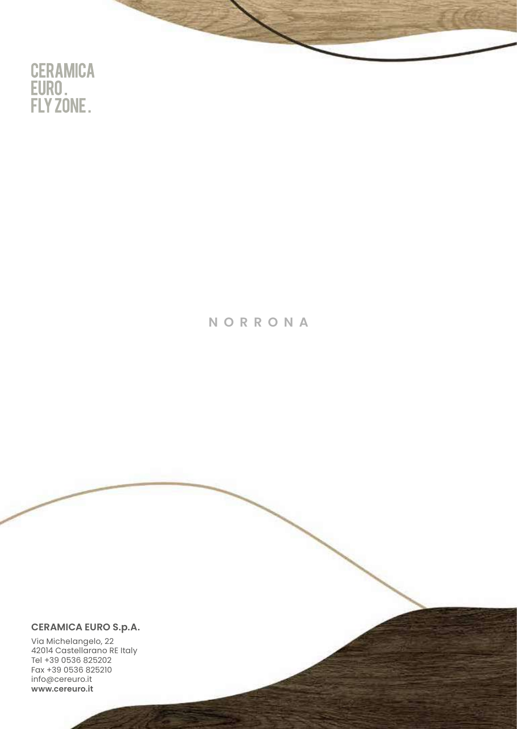CERAMICA
EURO.
FLY ZONE.

N O R R O N A

**CERAMICA EURO S.p.A.**

Via Michelangelo, 22
42014 Castellarano RE Italy
Tel +39 0536 825202
Fax +39 0536 825210
info@cereuro.it
**www.cereuro.it**